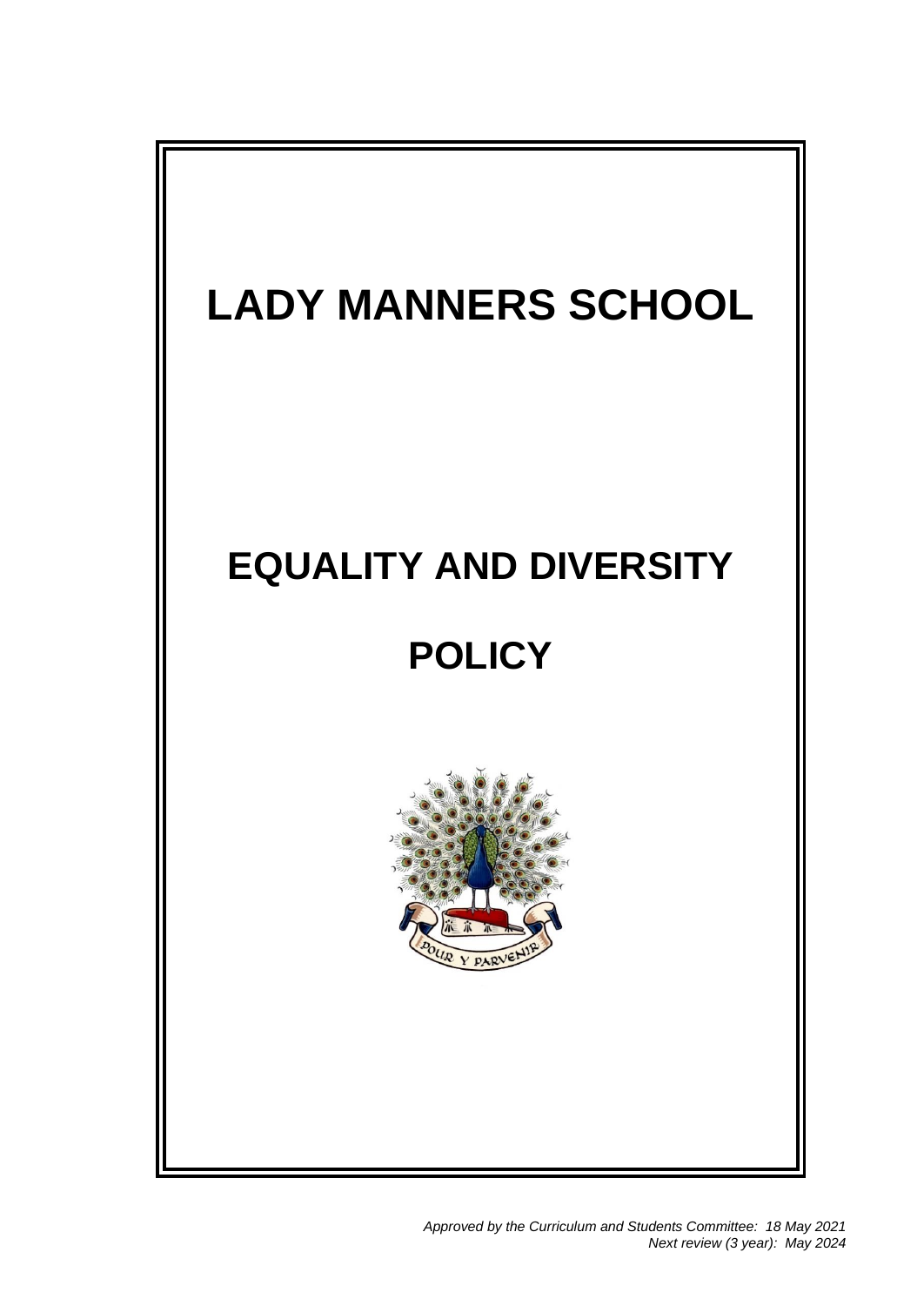# LADY MANNERS SCHOOL

# EQUALITY AND DIVERSITY POLICY

POUR Y PARVENIR

*Approved by the Curriculum and Students Committee: 18 May 2021*
*Next review (3 year): May 2024*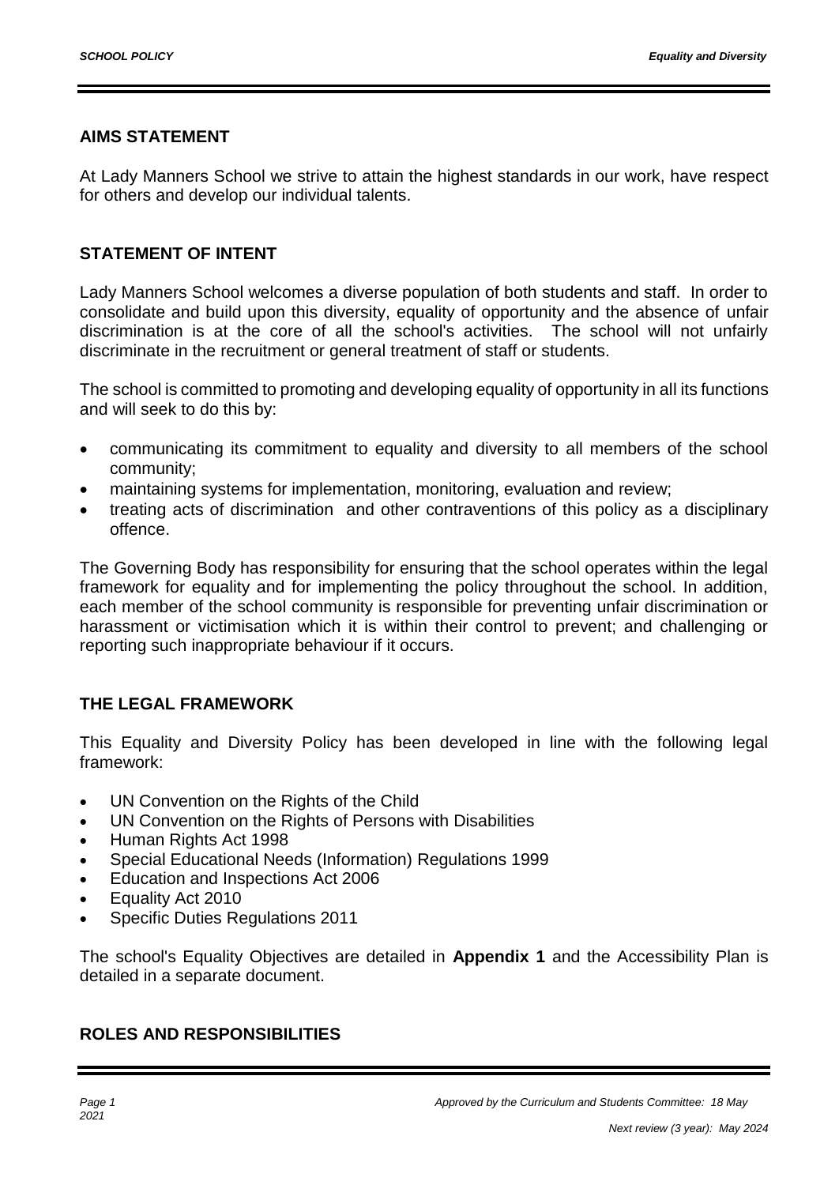## AIMS STATEMENT

At Lady Manners School we strive to attain the highest standards in our work, have respect for others and develop our individual talents.

## STATEMENT OF INTENT

Lady Manners School welcomes a diverse population of both students and staff. In order to consolidate and build upon this diversity, equality of opportunity and the absence of unfair discrimination is at the core of all the school's activities. The school will not unfairly discriminate in the recruitment or general treatment of staff or students.

The school is committed to promoting and developing equality of opportunity in all its functions and will seek to do this by:

- communicating its commitment to equality and diversity to all members of the school community;
- maintaining systems for implementation, monitoring, evaluation and review;
- treating acts of discrimination and other contraventions of this policy as a disciplinary offence.

The Governing Body has responsibility for ensuring that the school operates within the legal framework for equality and for implementing the policy throughout the school. In addition, each member of the school community is responsible for preventing unfair discrimination or harassment or victimisation which it is within their control to prevent; and challenging or reporting such inappropriate behaviour if it occurs.

## THE LEGAL FRAMEWORK

This Equality and Diversity Policy has been developed in line with the following legal framework:

- UN Convention on the Rights of the Child
- UN Convention on the Rights of Persons with Disabilities
- Human Rights Act 1998
- Special Educational Needs (Information) Regulations 1999
- Education and Inspections Act 2006
- Equality Act 2010
- Specific Duties Regulations 2011

The school's Equality Objectives are detailed in **Appendix 1** and the Accessibility Plan is detailed in a separate document.

## ROLES AND RESPONSIBILITIES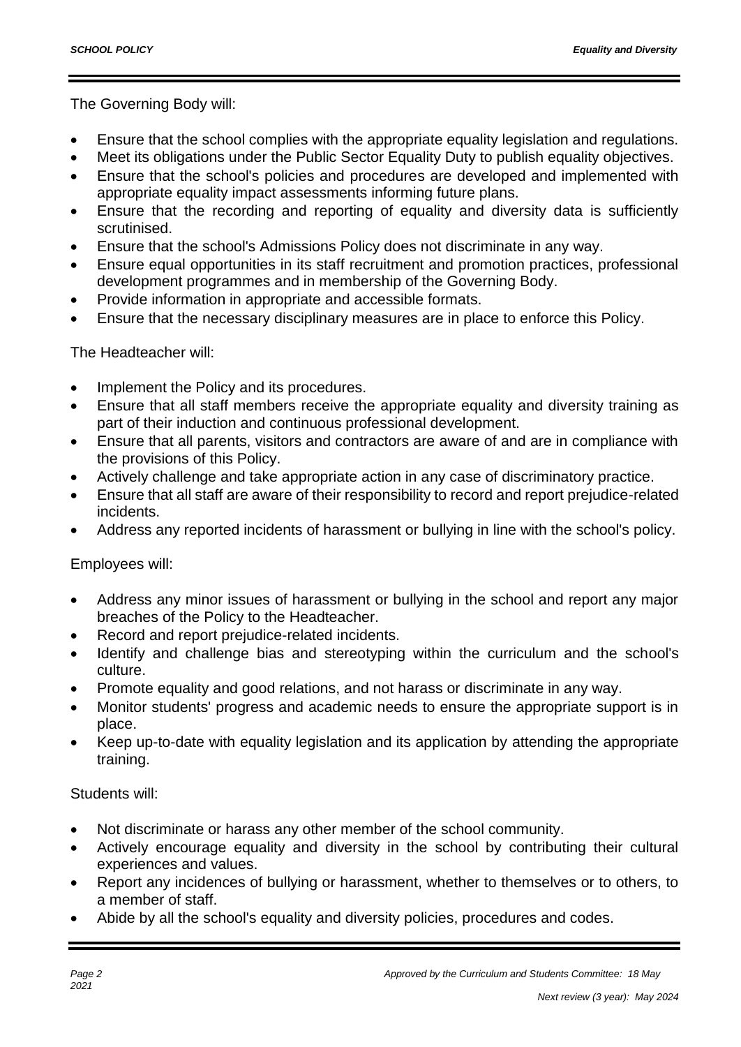The Governing Body will:

- Ensure that the school complies with the appropriate equality legislation and regulations.
- Meet its obligations under the Public Sector Equality Duty to publish equality objectives.
- Ensure that the school's policies and procedures are developed and implemented with appropriate equality impact assessments informing future plans.
- Ensure that the recording and reporting of equality and diversity data is sufficiently scrutinised.
- Ensure that the school's Admissions Policy does not discriminate in any way.
- Ensure equal opportunities in its staff recruitment and promotion practices, professional development programmes and in membership of the Governing Body.
- Provide information in appropriate and accessible formats.
- Ensure that the necessary disciplinary measures are in place to enforce this Policy.

The Headteacher will:

- Implement the Policy and its procedures.
- Ensure that all staff members receive the appropriate equality and diversity training as part of their induction and continuous professional development.
- Ensure that all parents, visitors and contractors are aware of and are in compliance with the provisions of this Policy.
- Actively challenge and take appropriate action in any case of discriminatory practice.
- Ensure that all staff are aware of their responsibility to record and report prejudice-related incidents.
- Address any reported incidents of harassment or bullying in line with the school's policy.

Employees will:

- Address any minor issues of harassment or bullying in the school and report any major breaches of the Policy to the Headteacher.
- Record and report prejudice-related incidents.
- Identify and challenge bias and stereotyping within the curriculum and the school's culture.
- Promote equality and good relations, and not harass or discriminate in any way.
- Monitor students' progress and academic needs to ensure the appropriate support is in place.
- Keep up-to-date with equality legislation and its application by attending the appropriate training.

Students will:

- Not discriminate or harass any other member of the school community.
- Actively encourage equality and diversity in the school by contributing their cultural experiences and values.
- Report any incidences of bullying or harassment, whether to themselves or to others, to a member of staff.
- Abide by all the school's equality and diversity policies, procedures and codes.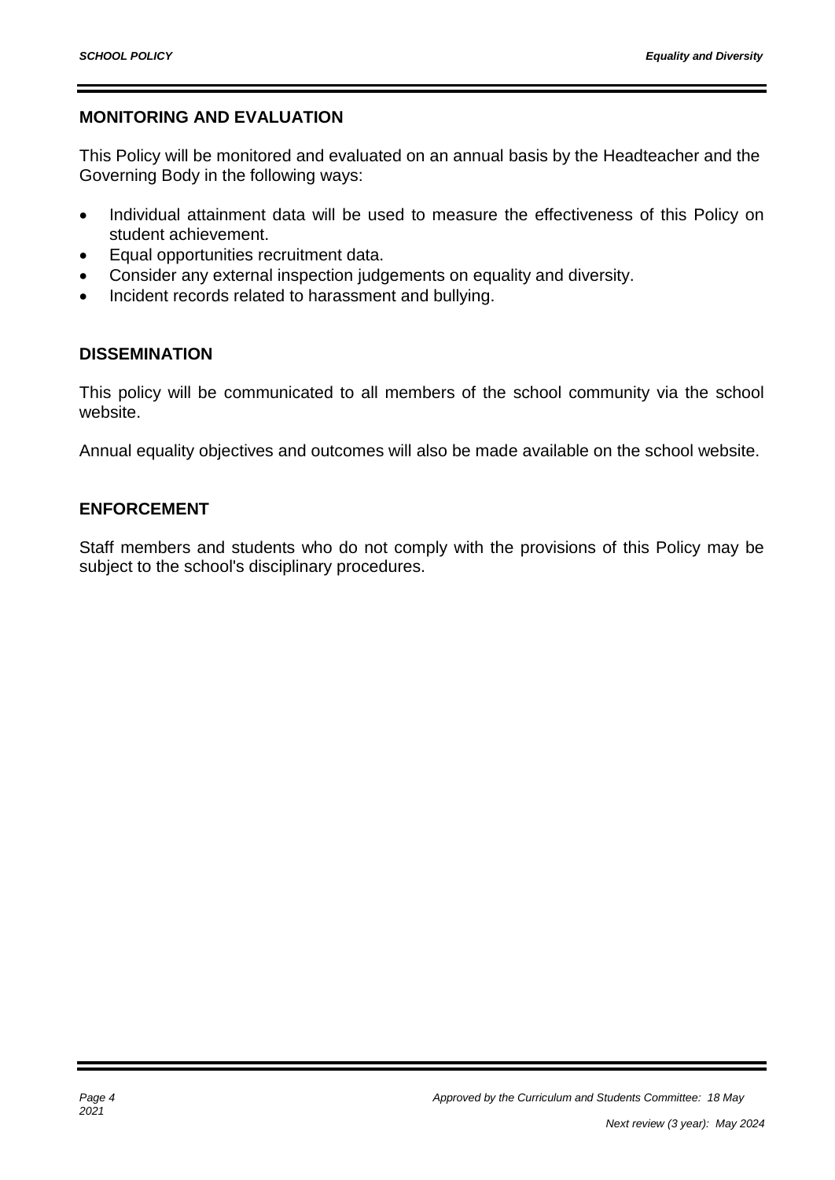## MONITORING AND EVALUATION

This Policy will be monitored and evaluated on an annual basis by the Headteacher and the Governing Body in the following ways:

- Individual attainment data will be used to measure the effectiveness of this Policy on student achievement.
- Equal opportunities recruitment data.
- Consider any external inspection judgements on equality and diversity.
- Incident records related to harassment and bullying.

## DISSEMINATION

This policy will be communicated to all members of the school community via the school website.

Annual equality objectives and outcomes will also be made available on the school website.

## ENFORCEMENT

Staff members and students who do not comply with the provisions of this Policy may be subject to the school's disciplinary procedures.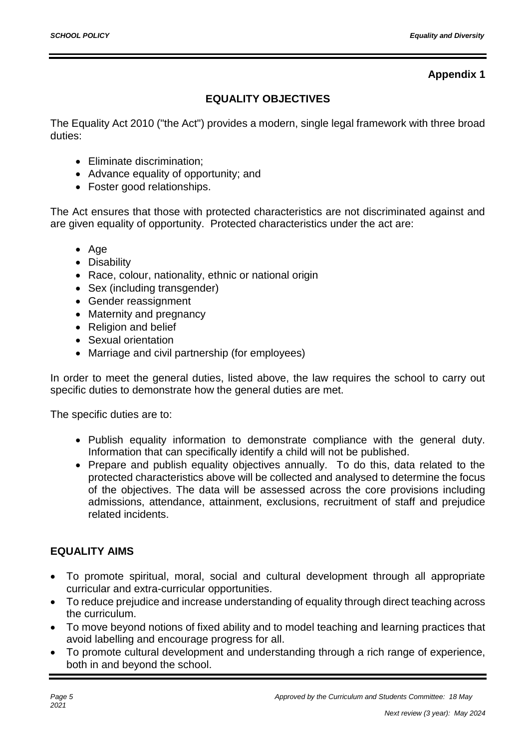**Appendix 1**

## EQUALITY OBJECTIVES

The Equality Act 2010 ("the Act") provides a modern, single legal framework with three broad duties:

- Eliminate discrimination;
- Advance equality of opportunity; and
- Foster good relationships.

The Act ensures that those with protected characteristics are not discriminated against and are given equality of opportunity. Protected characteristics under the act are:

- Age
- Disability
- Race, colour, nationality, ethnic or national origin
- Sex (including transgender)
- Gender reassignment
- Maternity and pregnancy
- Religion and belief
- Sexual orientation
- Marriage and civil partnership (for employees)

In order to meet the general duties, listed above, the law requires the school to carry out specific duties to demonstrate how the general duties are met.

The specific duties are to:

- Publish equality information to demonstrate compliance with the general duty. Information that can specifically identify a child will not be published.
- Prepare and publish equality objectives annually. To do this, data related to the protected characteristics above will be collected and analysed to determine the focus of the objectives. The data will be assessed across the core provisions including admissions, attendance, attainment, exclusions, recruitment of staff and prejudice related incidents.

## EQUALITY AIMS

- To promote spiritual, moral, social and cultural development through all appropriate curricular and extra-curricular opportunities.
- To reduce prejudice and increase understanding of equality through direct teaching across the curriculum.
- To move beyond notions of fixed ability and to model teaching and learning practices that avoid labelling and encourage progress for all.
- To promote cultural development and understanding through a rich range of experience, both in and beyond the school.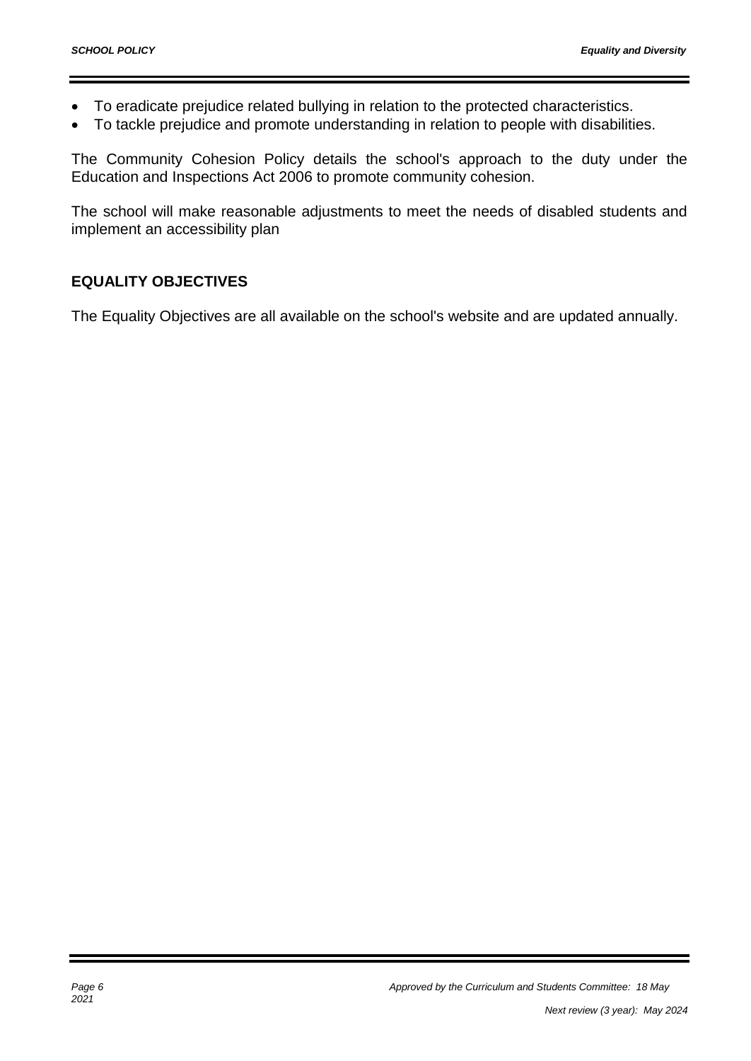- To eradicate prejudice related bullying in relation to the protected characteristics.
- To tackle prejudice and promote understanding in relation to people with disabilities.

The Community Cohesion Policy details the school's approach to the duty under the Education and Inspections Act 2006 to promote community cohesion.

The school will make reasonable adjustments to meet the needs of disabled students and implement an accessibility plan

## EQUALITY OBJECTIVES

The Equality Objectives are all available on the school's website and are updated annually.